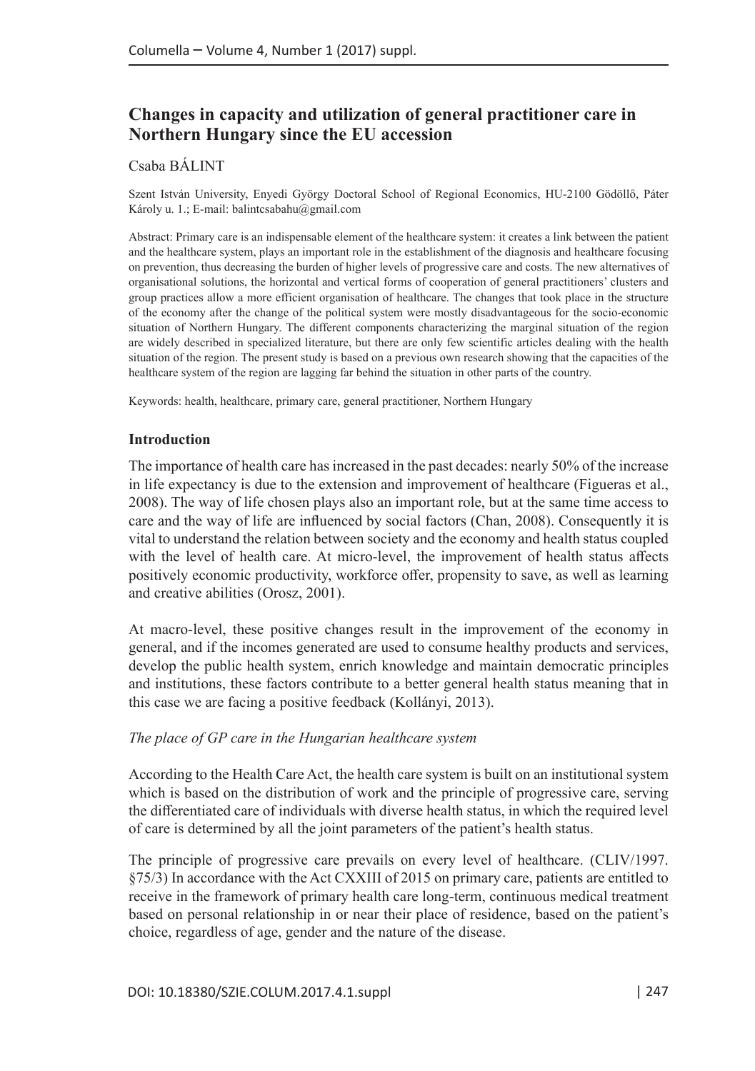# Changes in capacity and utilization of general practitioner care in Northern Hungary since the EU accession

Csaba BÁLINT

Szent István University, Enyedi György Doctoral School of Regional Economics, HU-2100 Gödöllő, Páter Károly u. 1.; E-mail: balintcsabahu@gmail.com

Abstract: Primary care is an indispensable element of the healthcare system: it creates a link between the patient and the healthcare system, plays an important role in the establishment of the diagnosis and healthcare focusing on prevention, thus decreasing the burden of higher levels of progressive care and costs. The new alternatives of organisational solutions, the horizontal and vertical forms of cooperation of general practitioners' clusters and group practices allow a more efficient organisation of healthcare. The changes that took place in the structure of the economy after the change of the political system were mostly disadvantageous for the socio-economic situation of Northern Hungary. The different components characterizing the marginal situation of the region are widely described in specialized literature, but there are only few scientific articles dealing with the health situation of the region. The present study is based on a previous own research showing that the capacities of the healthcare system of the region are lagging far behind the situation in other parts of the country.

Keywords: health, healthcare, primary care, general practitioner, Northern Hungary

## Introduction

The importance of health care has increased in the past decades: nearly 50% of the increase in life expectancy is due to the extension and improvement of healthcare (Figueras et al., 2008). The way of life chosen plays also an important role, but at the same time access to care and the way of life are influenced by social factors (Chan, 2008). Consequently it is vital to understand the relation between society and the economy and health status coupled with the level of health care. At micro-level, the improvement of health status affects positively economic productivity, workforce offer, propensity to save, as well as learning and creative abilities (Orosz, 2001).

At macro-level, these positive changes result in the improvement of the economy in general, and if the incomes generated are used to consume healthy products and services, develop the public health system, enrich knowledge and maintain democratic principles and institutions, these factors contribute to a better general health status meaning that in this case we are facing a positive feedback (Kollányi, 2013).

### *The place of GP care in the Hungarian healthcare system*

According to the Health Care Act, the health care system is built on an institutional system which is based on the distribution of work and the principle of progressive care, serving the differentiated care of individuals with diverse health status, in which the required level of care is determined by all the joint parameters of the patient's health status.

The principle of progressive care prevails on every level of healthcare. (CLIV/1997. §75/3) In accordance with the Act CXXIII of 2015 on primary care, patients are entitled to receive in the framework of primary health care long-term, continuous medical treatment based on personal relationship in or near their place of residence, based on the patient's choice, regardless of age, gender and the nature of the disease.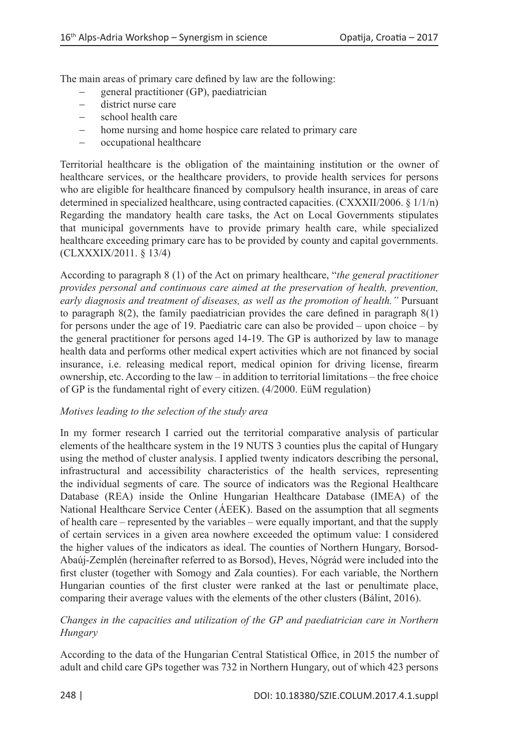The main areas of primary care defined by law are the following:

- general practitioner (GP), paediatrician
- district nurse care
- school health care
- home nursing and home hospice care related to primary care
- occupational healthcare

Territorial healthcare is the obligation of the maintaining institution or the owner of healthcare services, or the healthcare providers, to provide health services for persons who are eligible for healthcare financed by compulsory health insurance, in areas of care determined in specialized healthcare, using contracted capacities. (CXXXII/2006. § 1/1/n) Regarding the mandatory health care tasks, the Act on Local Governments stipulates that municipal governments have to provide primary health care, while specialized healthcare exceeding primary care has to be provided by county and capital governments. (CLXXXIX/2011. § 13/4)

According to paragraph 8 (1) of the Act on primary healthcare, "*the general practitioner provides personal and continuous care aimed at the preservation of health, prevention, early diagnosis and treatment of diseases, as well as the promotion of health."* Pursuant to paragraph 8(2), the family paediatrician provides the care defined in paragraph 8(1) for persons under the age of 19. Paediatric care can also be provided – upon choice – by the general practitioner for persons aged 14-19. The GP is authorized by law to manage health data and performs other medical expert activities which are not financed by social insurance, i.e. releasing medical report, medical opinion for driving license, firearm ownership, etc. According to the law – in addition to territorial limitations – the free choice of GP is the fundamental right of every citizen. (4/2000. EüM regulation)

*Motives leading to the selection of the study area*

In my former research I carried out the territorial comparative analysis of particular elements of the healthcare system in the 19 NUTS 3 counties plus the capital of Hungary using the method of cluster analysis. I applied twenty indicators describing the personal, infrastructural and accessibility characteristics of the health services, representing the individual segments of care. The source of indicators was the Regional Healthcare Database (REA) inside the Online Hungarian Healthcare Database (IMEA) of the National Healthcare Service Center (ÁEEK). Based on the assumption that all segments of health care – represented by the variables – were equally important, and that the supply of certain services in a given area nowhere exceeded the optimum value: I considered the higher values of the indicators as ideal. The counties of Northern Hungary, Borsod-Abaúj-Zemplén (hereinafter referred to as Borsod), Heves, Nógrád were included into the first cluster (together with Somogy and Zala counties). For each variable, the Northern Hungarian counties of the first cluster were ranked at the last or penultimate place, comparing their average values with the elements of the other clusters (Bálint, 2016).

*Changes in the capacities and utilization of the GP and paediatrician care in Northern Hungary*

According to the data of the Hungarian Central Statistical Office, in 2015 the number of adult and child care GPs together was 732 in Northern Hungary, out of which 423 persons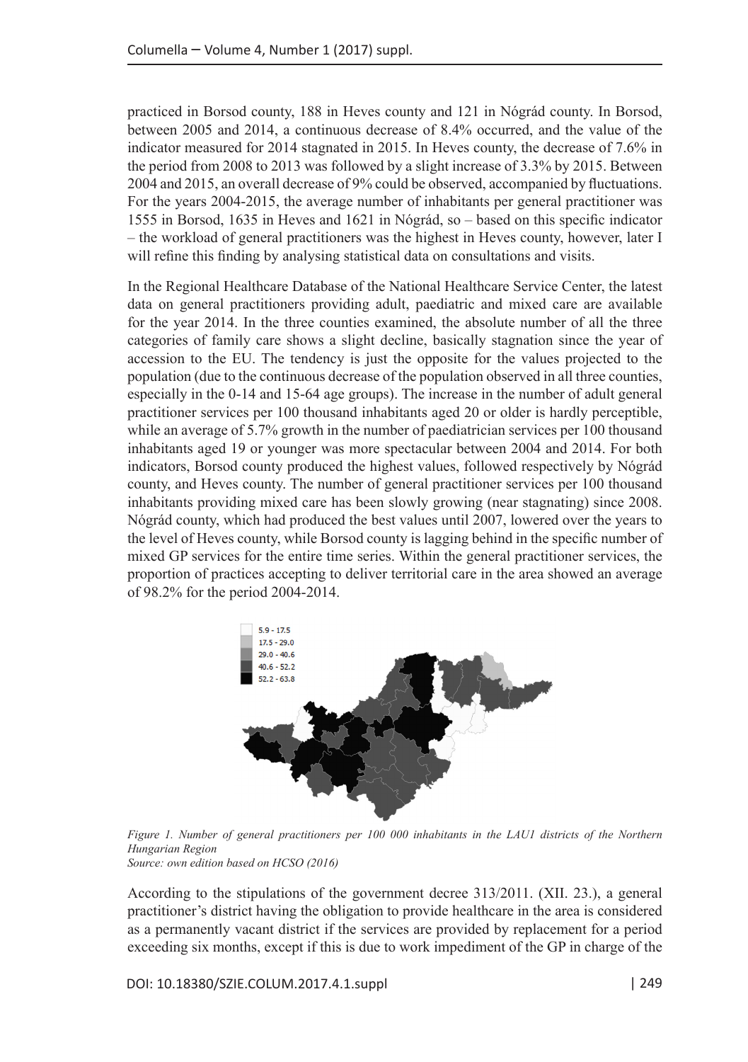practiced in Borsod county, 188 in Heves county and 121 in Nógrád county. In Borsod, between 2005 and 2014, a continuous decrease of 8.4% occurred, and the value of the indicator measured for 2014 stagnated in 2015. In Heves county, the decrease of 7.6% in the period from 2008 to 2013 was followed by a slight increase of 3.3% by 2015. Between 2004 and 2015, an overall decrease of 9% could be observed, accompanied by fluctuations. For the years 2004-2015, the average number of inhabitants per general practitioner was 1555 in Borsod, 1635 in Heves and 1621 in Nógrád, so – based on this specific indicator – the workload of general practitioners was the highest in Heves county, however, later I will refine this finding by analysing statistical data on consultations and visits.

In the Regional Healthcare Database of the National Healthcare Service Center, the latest data on general practitioners providing adult, paediatric and mixed care are available for the year 2014. In the three counties examined, the absolute number of all the three categories of family care shows a slight decline, basically stagnation since the year of accession to the EU. The tendency is just the opposite for the values projected to the population (due to the continuous decrease of the population observed in all three counties, especially in the 0-14 and 15-64 age groups). The increase in the number of adult general practitioner services per 100 thousand inhabitants aged 20 or older is hardly perceptible, while an average of 5.7% growth in the number of paediatrician services per 100 thousand inhabitants aged 19 or younger was more spectacular between 2004 and 2014. For both indicators, Borsod county produced the highest values, followed respectively by Nógrád county, and Heves county. The number of general practitioner services per 100 thousand inhabitants providing mixed care has been slowly growing (near stagnating) since 2008. Nógrád county, which had produced the best values until 2007, lowered over the years to the level of Heves county, while Borsod county is lagging behind in the specific number of mixed GP services for the entire time series. Within the general practitioner services, the proportion of practices accepting to deliver territorial care in the area showed an average of 98.2% for the period 2004-2014.

*Figure 1. Number of general practitioners per 100 000 inhabitants in the LAU1 districts of the Northern Hungarian Region*
*Source: own edition based on HCSO (2016)*

According to the stipulations of the government decree 313/2011. (XII. 23.), a general practitioner's district having the obligation to provide healthcare in the area is considered as a permanently vacant district if the services are provided by replacement for a period exceeding six months, except if this is due to work impediment of the GP in charge of the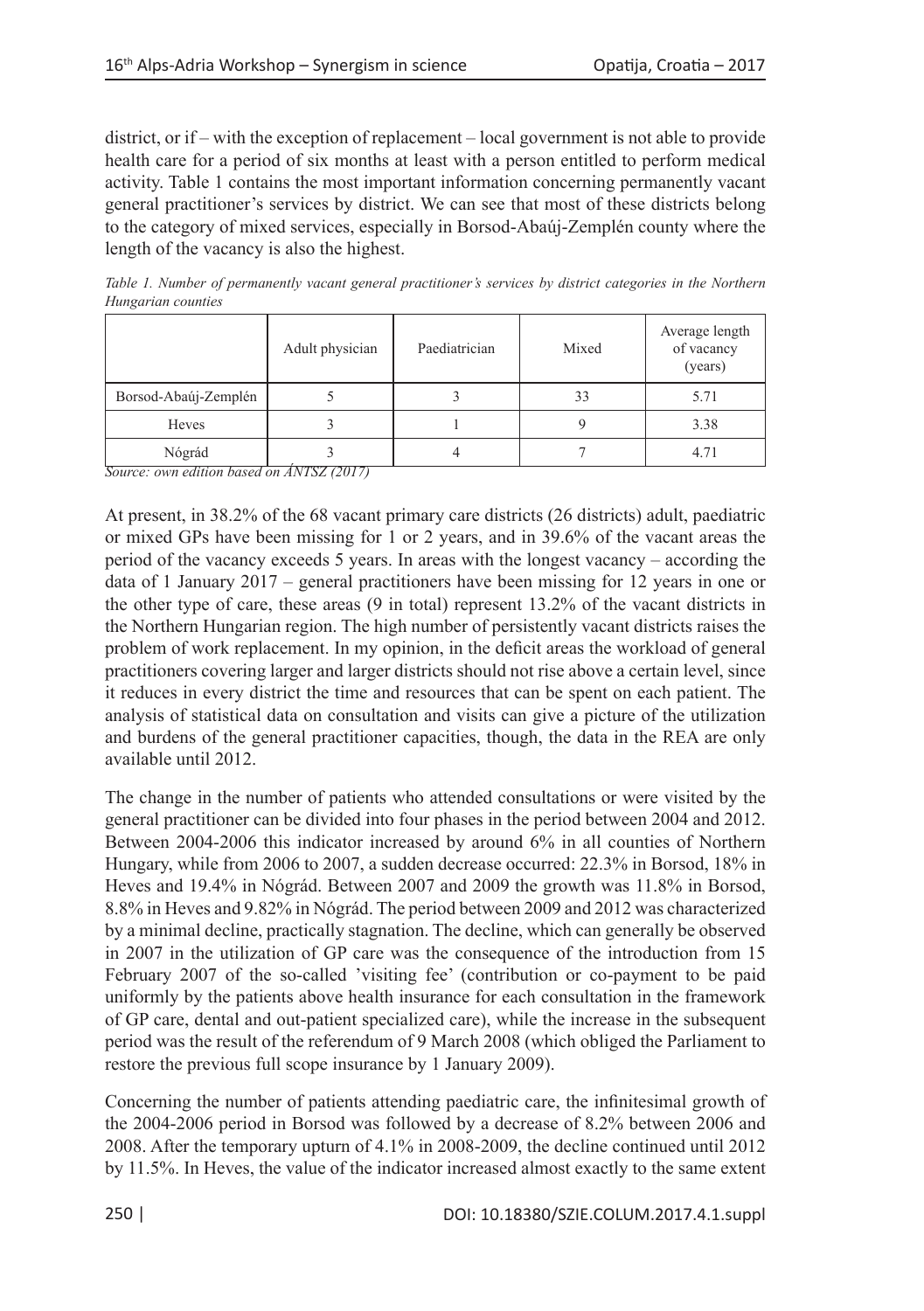district, or if – with the exception of replacement – local government is not able to provide health care for a period of six months at least with a person entitled to perform medical activity. Table 1 contains the most important information concerning permanently vacant general practitioner's services by district. We can see that most of these districts belong to the category of mixed services, especially in Borsod-Abaúj-Zemplén county where the length of the vacancy is also the highest.

*Table 1. Number of permanently vacant general practitioner's services by district categories in the Northern Hungarian counties*

| | Adult physician | Paediatrician | Mixed | Average length of vacancy (years) |
|---|---|---|---|---|
| Borsod-Abaúj-Zemplén | 5 | 3 | 33 | 5.71 |
| Heves | 3 | 1 | 9 | 3.38 |
| Nógrád | 3 | 4 | 7 | 4.71 |

*Source: own edition based on ÁNTSZ (2017)*

At present, in 38.2% of the 68 vacant primary care districts (26 districts) adult, paediatric or mixed GPs have been missing for 1 or 2 years, and in 39.6% of the vacant areas the period of the vacancy exceeds 5 years. In areas with the longest vacancy – according the data of 1 January 2017 – general practitioners have been missing for 12 years in one or the other type of care, these areas (9 in total) represent 13.2% of the vacant districts in the Northern Hungarian region. The high number of persistently vacant districts raises the problem of work replacement. In my opinion, in the deficit areas the workload of general practitioners covering larger and larger districts should not rise above a certain level, since it reduces in every district the time and resources that can be spent on each patient. The analysis of statistical data on consultation and visits can give a picture of the utilization and burdens of the general practitioner capacities, though, the data in the REA are only available until 2012.

The change in the number of patients who attended consultations or were visited by the general practitioner can be divided into four phases in the period between 2004 and 2012. Between 2004-2006 this indicator increased by around 6% in all counties of Northern Hungary, while from 2006 to 2007, a sudden decrease occurred: 22.3% in Borsod, 18% in Heves and 19.4% in Nógrád. Between 2007 and 2009 the growth was 11.8% in Borsod, 8.8% in Heves and 9.82% in Nógrád. The period between 2009 and 2012 was characterized by a minimal decline, practically stagnation. The decline, which can generally be observed in 2007 in the utilization of GP care was the consequence of the introduction from 15 February 2007 of the so-called 'visiting fee' (contribution or co-payment to be paid uniformly by the patients above health insurance for each consultation in the framework of GP care, dental and out-patient specialized care), while the increase in the subsequent period was the result of the referendum of 9 March 2008 (which obliged the Parliament to restore the previous full scope insurance by 1 January 2009).

Concerning the number of patients attending paediatric care, the infinitesimal growth of the 2004-2006 period in Borsod was followed by a decrease of 8.2% between 2006 and 2008. After the temporary upturn of 4.1% in 2008-2009, the decline continued until 2012 by 11.5%. In Heves, the value of the indicator increased almost exactly to the same extent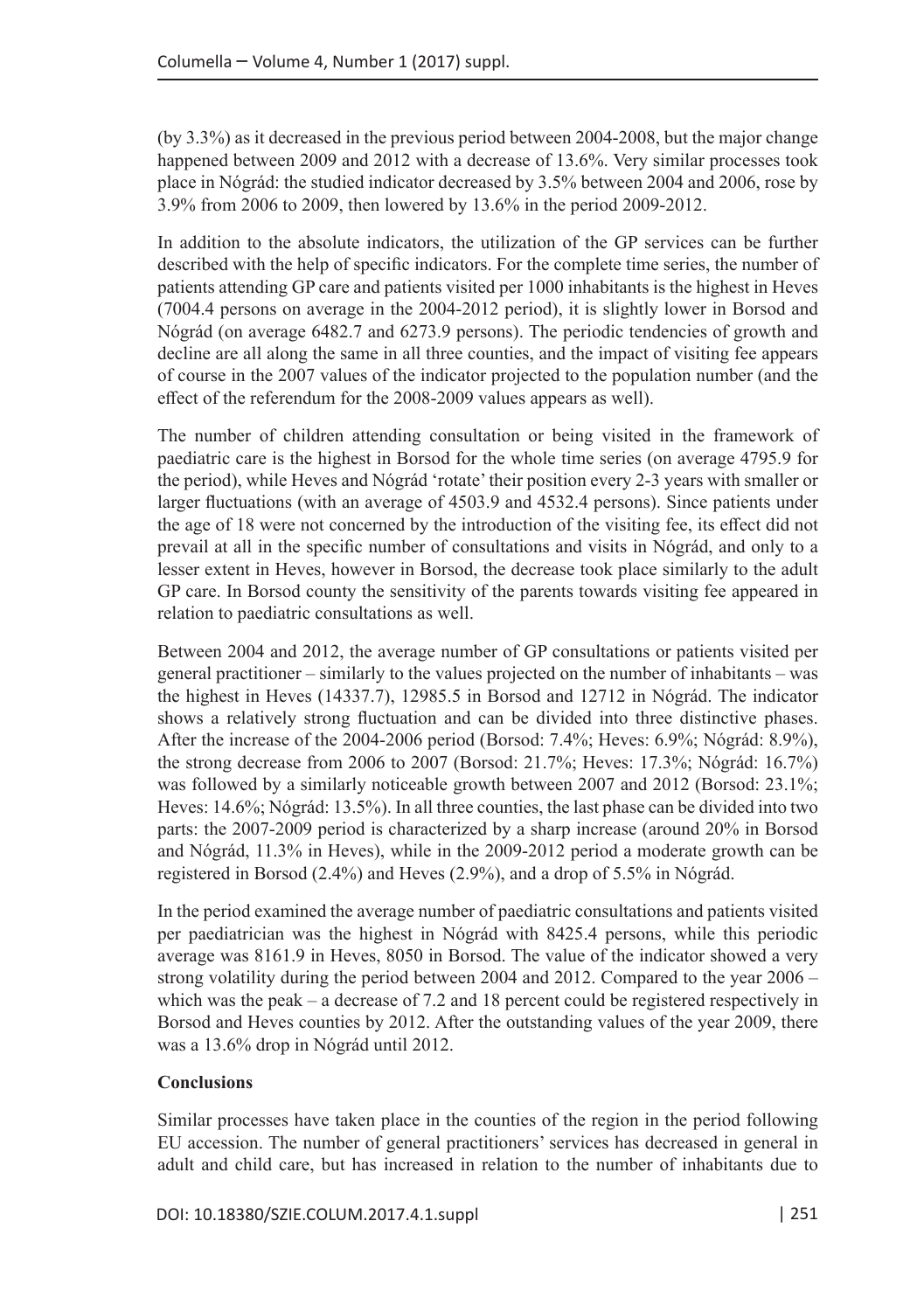(by 3.3%) as it decreased in the previous period between 2004-2008, but the major change happened between 2009 and 2012 with a decrease of 13.6%. Very similar processes took place in Nógrád: the studied indicator decreased by 3.5% between 2004 and 2006, rose by 3.9% from 2006 to 2009, then lowered by 13.6% in the period 2009-2012.

In addition to the absolute indicators, the utilization of the GP services can be further described with the help of specific indicators. For the complete time series, the number of patients attending GP care and patients visited per 1000 inhabitants is the highest in Heves (7004.4 persons on average in the 2004-2012 period), it is slightly lower in Borsod and Nógrád (on average 6482.7 and 6273.9 persons). The periodic tendencies of growth and decline are all along the same in all three counties, and the impact of visiting fee appears of course in the 2007 values of the indicator projected to the population number (and the effect of the referendum for the 2008-2009 values appears as well).

The number of children attending consultation or being visited in the framework of paediatric care is the highest in Borsod for the whole time series (on average 4795.9 for the period), while Heves and Nógrád 'rotate' their position every 2-3 years with smaller or larger fluctuations (with an average of 4503.9 and 4532.4 persons). Since patients under the age of 18 were not concerned by the introduction of the visiting fee, its effect did not prevail at all in the specific number of consultations and visits in Nógrád, and only to a lesser extent in Heves, however in Borsod, the decrease took place similarly to the adult GP care. In Borsod county the sensitivity of the parents towards visiting fee appeared in relation to paediatric consultations as well.

Between 2004 and 2012, the average number of GP consultations or patients visited per general practitioner – similarly to the values projected on the number of inhabitants – was the highest in Heves (14337.7), 12985.5 in Borsod and 12712 in Nógrád. The indicator shows a relatively strong fluctuation and can be divided into three distinctive phases. After the increase of the 2004-2006 period (Borsod: 7.4%; Heves: 6.9%; Nógrád: 8.9%), the strong decrease from 2006 to 2007 (Borsod: 21.7%; Heves: 17.3%; Nógrád: 16.7%) was followed by a similarly noticeable growth between 2007 and 2012 (Borsod: 23.1%; Heves: 14.6%; Nógrád: 13.5%). In all three counties, the last phase can be divided into two parts: the 2007-2009 period is characterized by a sharp increase (around 20% in Borsod and Nógrád, 11.3% in Heves), while in the 2009-2012 period a moderate growth can be registered in Borsod (2.4%) and Heves (2.9%), and a drop of 5.5% in Nógrád.

In the period examined the average number of paediatric consultations and patients visited per paediatrician was the highest in Nógrád with 8425.4 persons, while this periodic average was 8161.9 in Heves, 8050 in Borsod. The value of the indicator showed a very strong volatility during the period between 2004 and 2012. Compared to the year 2006 – which was the peak – a decrease of 7.2 and 18 percent could be registered respectively in Borsod and Heves counties by 2012. After the outstanding values of the year 2009, there was a 13.6% drop in Nógrád until 2012.

**Conclusions**

Similar processes have taken place in the counties of the region in the period following EU accession. The number of general practitioners' services has decreased in general in adult and child care, but has increased in relation to the number of inhabitants due to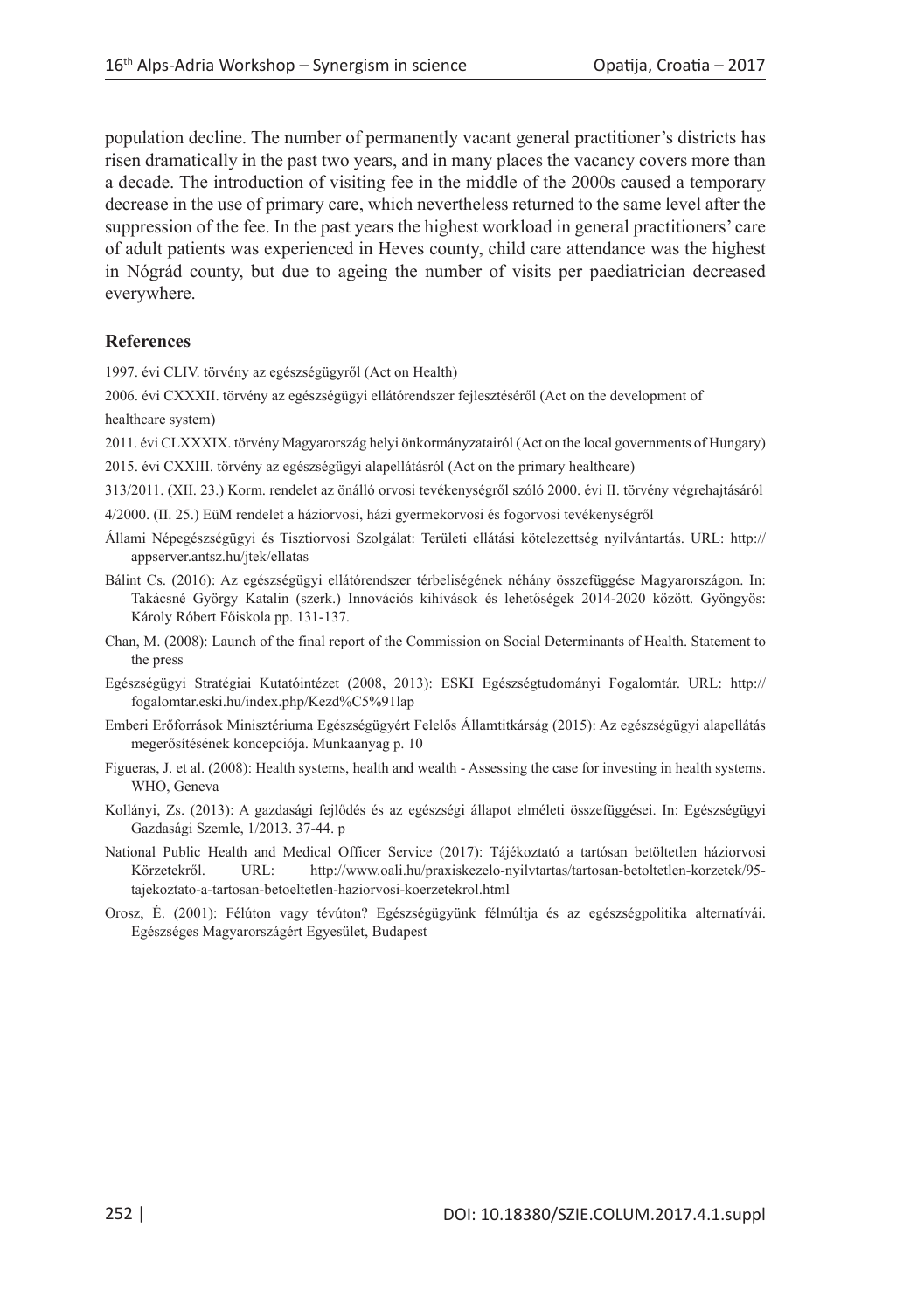population decline. The number of permanently vacant general practitioner's districts has risen dramatically in the past two years, and in many places the vacancy covers more than a decade. The introduction of visiting fee in the middle of the 2000s caused a temporary decrease in the use of primary care, which nevertheless returned to the same level after the suppression of the fee. In the past years the highest workload in general practitioners' care of adult patients was experienced in Heves county, child care attendance was the highest in Nógrád county, but due to ageing the number of visits per paediatrician decreased everywhere.

## References

1997. évi CLIV. törvény az egészségügyről (Act on Health)

2006. évi CXXXII. törvény az egészségügyi ellátórendszer fejlesztéséről (Act on the development of healthcare system)

2011. évi CLXXXIX. törvény Magyarország helyi önkormányzatairól (Act on the local governments of Hungary)

2015. évi CXXIII. törvény az egészségügyi alapellátásról (Act on the primary healthcare)

313/2011. (XII. 23.) Korm. rendelet az önálló orvosi tevékenységről szóló 2000. évi II. törvény végrehajtásáról

4/2000. (II. 25.) EüM rendelet a háziorvosi, házi gyermekorvosi és fogorvosi tevékenységről

Állami Népegészségügyi és Tisztiorvosi Szolgálat: Területi ellátási kötelezettség nyilvántartás. URL: http://appserver.antsz.hu/jtek/ellatas

Bálint Cs. (2016): Az egészségügyi ellátórendszer térbeliségének néhány összefüggése Magyarországon. In: Takácsné György Katalin (szerk.) Innovációs kihívások és lehetőségek 2014-2020 között. Gyöngyös: Károly Róbert Főiskola pp. 131-137.

Chan, M. (2008): Launch of the final report of the Commission on Social Determinants of Health. Statement to the press

Egészségügyi Stratégiai Kutatóintézet (2008, 2013): ESKI Egészségtudományi Fogalomtár. URL: http://fogalomtar.eski.hu/index.php/Kezd%C5%91lap

Emberi Erőforrások Minisztériuma Egészségügyért Felelős Államtitkárság (2015): Az egészségügyi alapellátás megerősítésének koncepciója. Munkaanyag p. 10

Figueras, J. et al. (2008): Health systems, health and wealth - Assessing the case for investing in health systems. WHO, Geneva

Kollányi, Zs. (2013): A gazdasági fejlődés és az egészségi állapot elméleti összefüggései. In: Egészségügyi Gazdasági Szemle, 1/2013. 37-44. p

National Public Health and Medical Officer Service (2017): Tájékoztató a tartósan betöltetlen háziorvosi Körzetekről. URL: http://www.oali.hu/praxiskezelo-nyilvtartas/tartosan-betoltetlen-korzetek/95-tajekoztato-a-tartosan-betoeltetlen-haziorvosi-koerzetekrol.html

Orosz, É. (2001): Félúton vagy tévúton? Egészségügyünk félmúltja és az egészségpolitika alternatívái. Egészséges Magyarországért Egyesület, Budapest